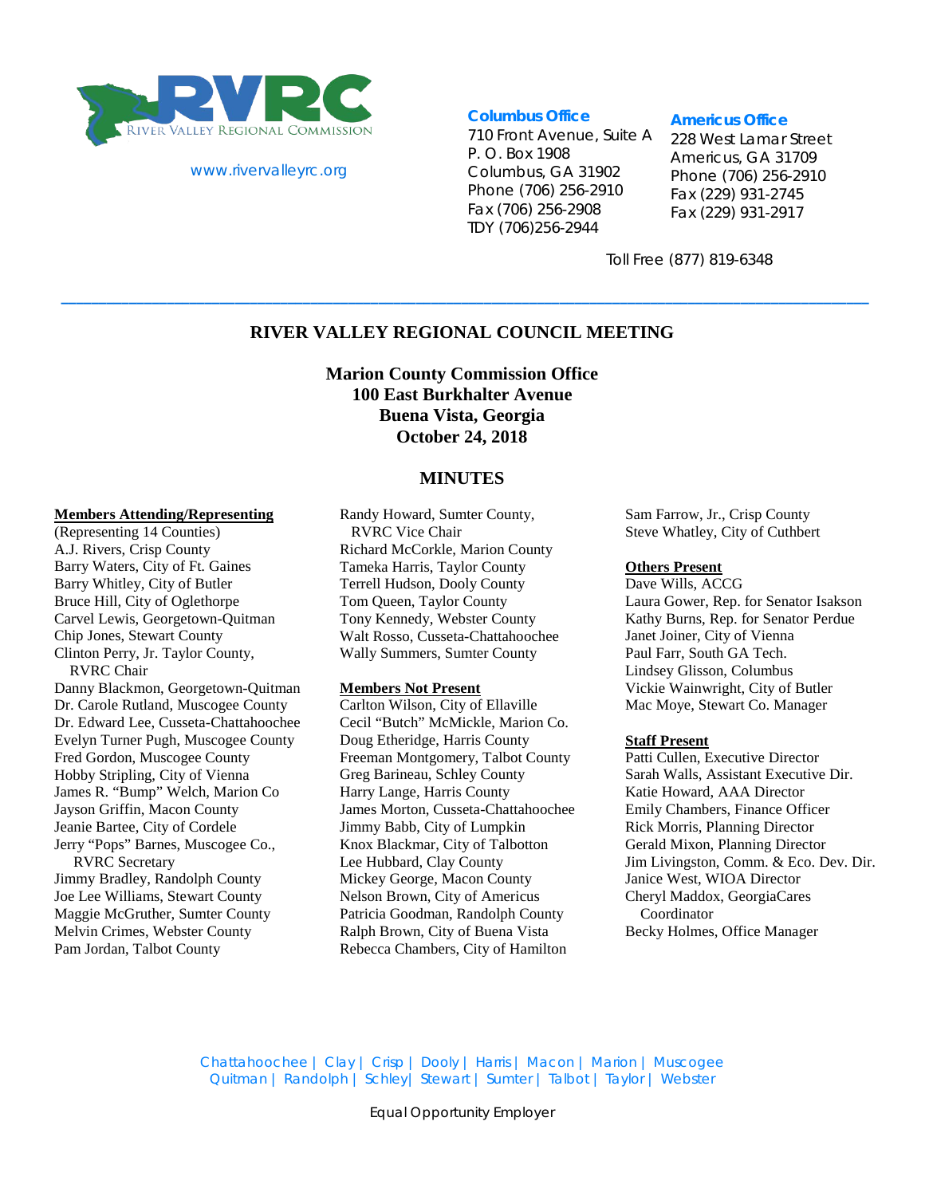RIVER VALLEY REGIONAL COMMISSION

www.rivervalleyrc.org

**Columbus Office**
710 Front Avenue, Suite A
P. O. Box 1908
Columbus, GA 31902
Phone (706) 256-2910
Fax (706) 256-2908
TDY (706)256-2944

**Americus Office**
228 West Lamar Street
Americus, GA 31709
Phone (706) 256-2910
Fax (229) 931-2745
Fax (229) 931-2917

Toll Free (877) 819-6348

---

# RIVER VALLEY REGIONAL COUNCIL MEETING

**Marion County Commission Office**
**100 East Burkhalter Avenue**
**Buena Vista, Georgia**
**October 24, 2018**

## MINUTES

**Members Attending/Representing**
(Representing 14 Counties)
A.J. Rivers, Crisp County
Barry Waters, City of Ft. Gaines
Barry Whitley, City of Butler
Bruce Hill, City of Oglethorpe
Carvel Lewis, Georgetown-Quitman
Chip Jones, Stewart County
Clinton Perry, Jr. Taylor County, RVRC Chair
Danny Blackmon, Georgetown-Quitman
Dr. Carole Rutland, Muscogee County
Dr. Edward Lee, Cusseta-Chattahoochee
Evelyn Turner Pugh, Muscogee County
Fred Gordon, Muscogee County
Hobby Stripling, City of Vienna
James R. "Bump" Welch, Marion Co
Jayson Griffin, Macon County
Jeanie Bartee, City of Cordele
Jerry "Pops" Barnes, Muscogee Co., RVRC Secretary
Jimmy Bradley, Randolph County
Joe Lee Williams, Stewart County
Maggie McGruther, Sumter County
Melvin Crimes, Webster County
Pam Jordan, Talbot County
Randy Howard, Sumter County, RVRC Vice Chair
Richard McCorkle, Marion County
Tameka Harris, Taylor County
Terrell Hudson, Dooly County
Tom Queen, Taylor County
Tony Kennedy, Webster County
Walt Rosso, Cusseta-Chattahoochee
Wally Summers, Sumter County
Sam Farrow, Jr., Crisp County
Steve Whatley, City of Cuthbert

**Members Not Present**
Carlton Wilson, City of Ellaville
Cecil "Butch" McMickle, Marion Co.
Doug Etheridge, Harris County
Freeman Montgomery, Talbot County
Greg Barineau, Schley County
Harry Lange, Harris County
James Morton, Cusseta-Chattahoochee
Jimmy Babb, City of Lumpkin
Knox Blackmar, City of Talbotton
Lee Hubbard, Clay County
Mickey George, Macon County
Nelson Brown, City of Americus
Patricia Goodman, Randolph County
Ralph Brown, City of Buena Vista
Rebecca Chambers, City of Hamilton

**Others Present**
Dave Wills, ACCG
Laura Gower, Rep. for Senator Isakson
Kathy Burns, Rep. for Senator Perdue
Janet Joiner, City of Vienna
Paul Farr, South GA Tech.
Lindsey Glisson, Columbus
Vickie Wainwright, City of Butler
Mac Moye, Stewart Co. Manager

**Staff Present**
Patti Cullen, Executive Director
Sarah Walls, Assistant Executive Dir.
Katie Howard, AAA Director
Emily Chambers, Finance Officer
Rick Morris, Planning Director
Gerald Mixon, Planning Director
Jim Livingston, Comm. & Eco. Dev. Dir.
Janice West, WIOA Director
Cheryl Maddox, GeorgiaCares Coordinator
Becky Holmes, Office Manager

Chattahoochee | Clay | Crisp | Dooly | Harris | Macon | Marion | Muscogee
Quitman | Randolph | Schley| Stewart | Sumter | Talbot | Taylor | Webster

Equal Opportunity Employer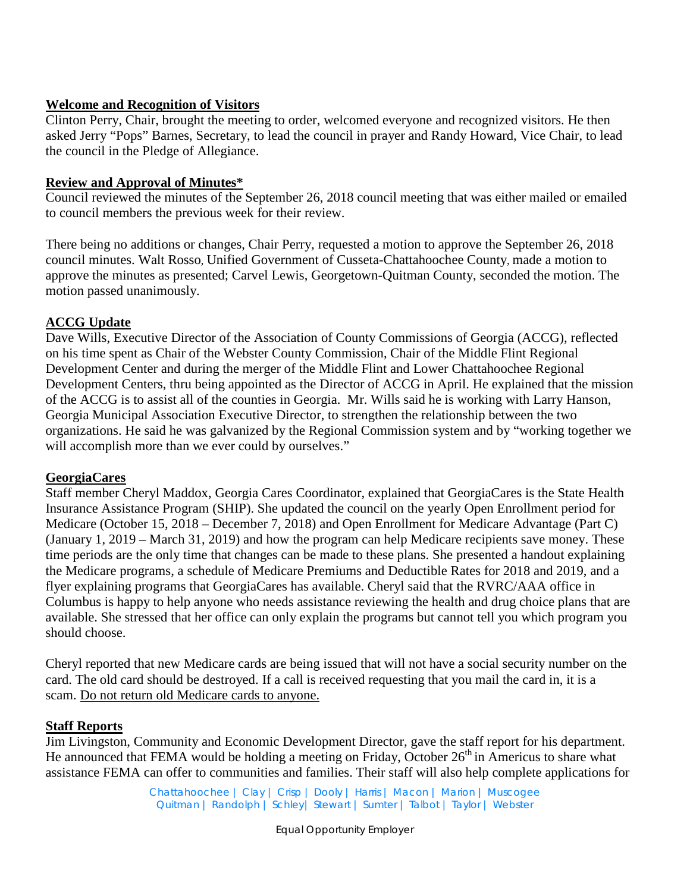**Welcome and Recognition of Visitors**

Clinton Perry, Chair, brought the meeting to order, welcomed everyone and recognized visitors. He then asked Jerry "Pops" Barnes, Secretary, to lead the council in prayer and Randy Howard, Vice Chair, to lead the council in the Pledge of Allegiance.

**Review and Approval of Minutes***

Council reviewed the minutes of the September 26, 2018 council meeting that was either mailed or emailed to council members the previous week for their review.

There being no additions or changes, Chair Perry, requested a motion to approve the September 26, 2018 council minutes. Walt Rosso, Unified Government of Cusseta-Chattahoochee County, made a motion to approve the minutes as presented; Carvel Lewis, Georgetown-Quitman County, seconded the motion. The motion passed unanimously.

**ACCG Update**

Dave Wills, Executive Director of the Association of County Commissions of Georgia (ACCG), reflected on his time spent as Chair of the Webster County Commission, Chair of the Middle Flint Regional Development Center and during the merger of the Middle Flint and Lower Chattahoochee Regional Development Centers, thru being appointed as the Director of ACCG in April. He explained that the mission of the ACCG is to assist all of the counties in Georgia. Mr. Wills said he is working with Larry Hanson, Georgia Municipal Association Executive Director, to strengthen the relationship between the two organizations. He said he was galvanized by the Regional Commission system and by "working together we will accomplish more than we ever could by ourselves."

**GeorgiaCares**

Staff member Cheryl Maddox, Georgia Cares Coordinator, explained that GeorgiaCares is the State Health Insurance Assistance Program (SHIP). She updated the council on the yearly Open Enrollment period for Medicare (October 15, 2018 – December 7, 2018) and Open Enrollment for Medicare Advantage (Part C) (January 1, 2019 – March 31, 2019) and how the program can help Medicare recipients save money. These time periods are the only time that changes can be made to these plans. She presented a handout explaining the Medicare programs, a schedule of Medicare Premiums and Deductible Rates for 2018 and 2019, and a flyer explaining programs that GeorgiaCares has available. Cheryl said that the RVRC/AAA office in Columbus is happy to help anyone who needs assistance reviewing the health and drug choice plans that are available. She stressed that her office can only explain the programs but cannot tell you which program you should choose.

Cheryl reported that new Medicare cards are being issued that will not have a social security number on the card. The old card should be destroyed. If a call is received requesting that you mail the card in, it is a scam. Do not return old Medicare cards to anyone.

**Staff Reports**

Jim Livingston, Community and Economic Development Director, gave the staff report for his department. He announced that FEMA would be holding a meeting on Friday, October 26th in Americus to share what assistance FEMA can offer to communities and families. Their staff will also help complete applications for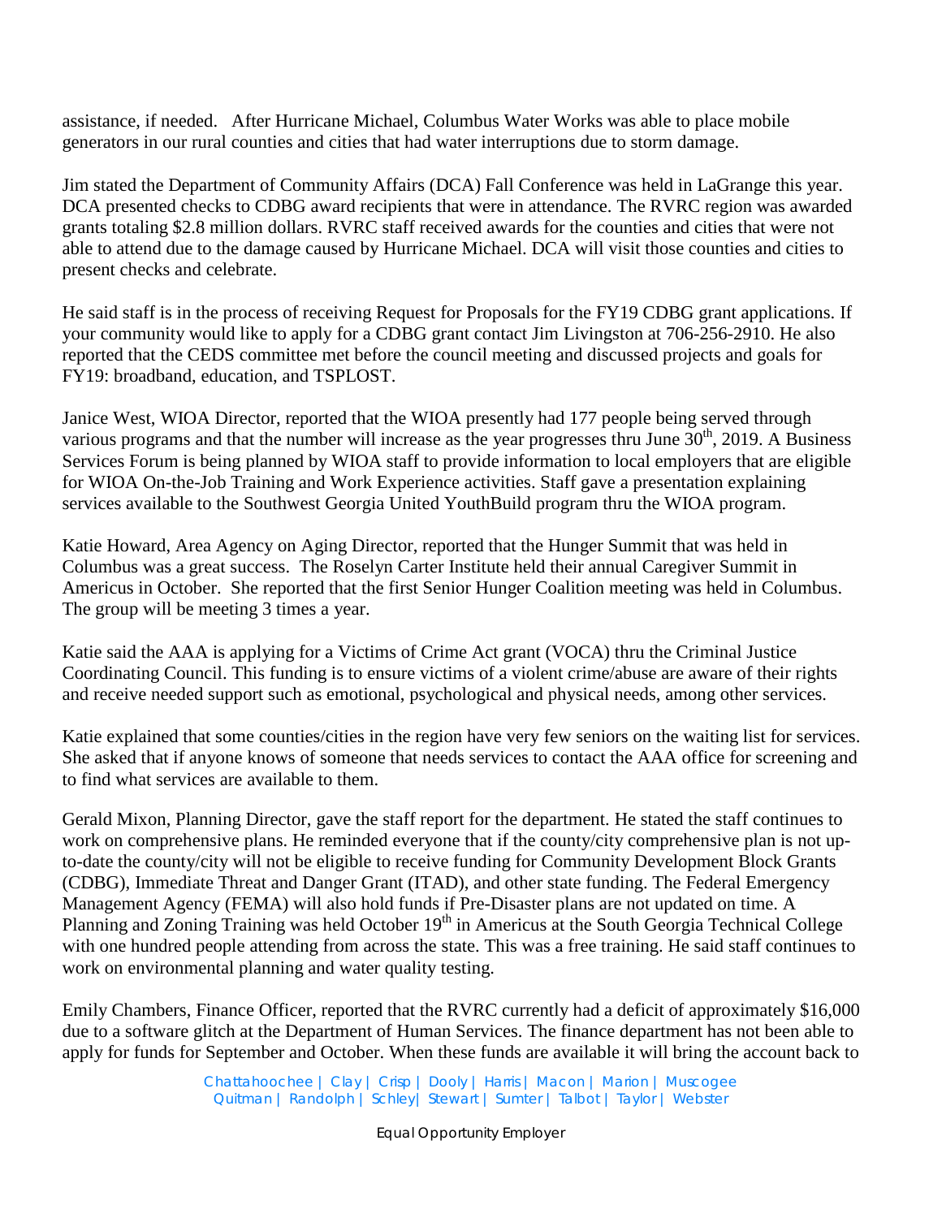assistance, if needed. After Hurricane Michael, Columbus Water Works was able to place mobile generators in our rural counties and cities that had water interruptions due to storm damage.

Jim stated the Department of Community Affairs (DCA) Fall Conference was held in LaGrange this year. DCA presented checks to CDBG award recipients that were in attendance. The RVRC region was awarded grants totaling $2.8 million dollars. RVRC staff received awards for the counties and cities that were not able to attend due to the damage caused by Hurricane Michael. DCA will visit those counties and cities to present checks and celebrate.

He said staff is in the process of receiving Request for Proposals for the FY19 CDBG grant applications. If your community would like to apply for a CDBG grant contact Jim Livingston at 706-256-2910. He also reported that the CEDS committee met before the council meeting and discussed projects and goals for FY19: broadband, education, and TSPLOST.

Janice West, WIOA Director, reported that the WIOA presently had 177 people being served through various programs and that the number will increase as the year progresses thru June 30th, 2019. A Business Services Forum is being planned by WIOA staff to provide information to local employers that are eligible for WIOA On-the-Job Training and Work Experience activities. Staff gave a presentation explaining services available to the Southwest Georgia United YouthBuild program thru the WIOA program.

Katie Howard, Area Agency on Aging Director, reported that the Hunger Summit that was held in Columbus was a great success. The Roselyn Carter Institute held their annual Caregiver Summit in Americus in October. She reported that the first Senior Hunger Coalition meeting was held in Columbus. The group will be meeting 3 times a year.

Katie said the AAA is applying for a Victims of Crime Act grant (VOCA) thru the Criminal Justice Coordinating Council. This funding is to ensure victims of a violent crime/abuse are aware of their rights and receive needed support such as emotional, psychological and physical needs, among other services.

Katie explained that some counties/cities in the region have very few seniors on the waiting list for services. She asked that if anyone knows of someone that needs services to contact the AAA office for screening and to find what services are available to them.

Gerald Mixon, Planning Director, gave the staff report for the department. He stated the staff continues to work on comprehensive plans. He reminded everyone that if the county/city comprehensive plan is not up-to-date the county/city will not be eligible to receive funding for Community Development Block Grants (CDBG), Immediate Threat and Danger Grant (ITAD), and other state funding. The Federal Emergency Management Agency (FEMA) will also hold funds if Pre-Disaster plans are not updated on time. A Planning and Zoning Training was held October 19th in Americus at the South Georgia Technical College with one hundred people attending from across the state. This was a free training. He said staff continues to work on environmental planning and water quality testing.

Emily Chambers, Finance Officer, reported that the RVRC currently had a deficit of approximately $16,000 due to a software glitch at the Department of Human Services. The finance department has not been able to apply for funds for September and October. When these funds are available it will bring the account back to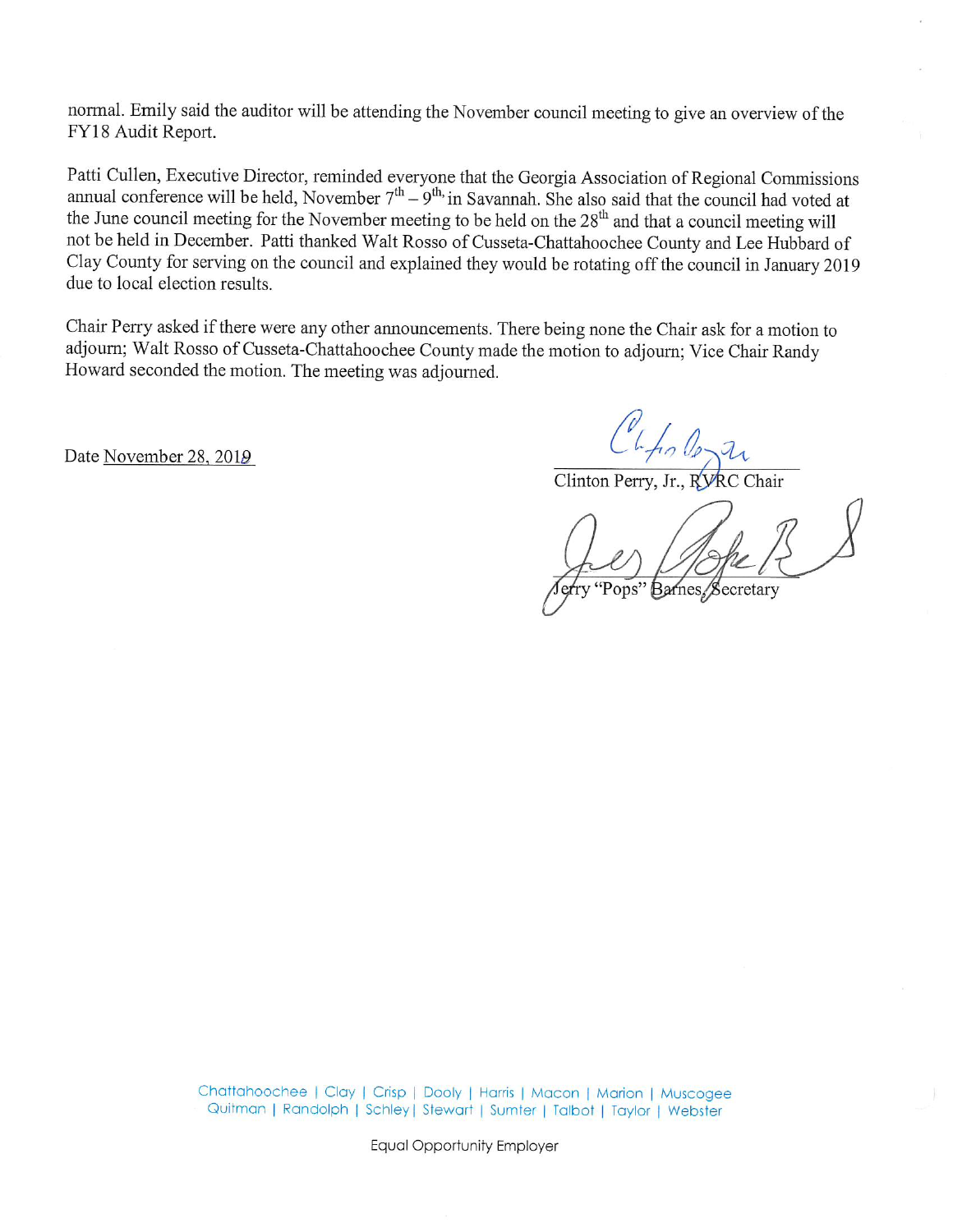normal. Emily said the auditor will be attending the November council meeting to give an overview of the FY18 Audit Report.

Patti Cullen, Executive Director, reminded everyone that the Georgia Association of Regional Commissions annual conference will be held, November 7th – 9th, in Savannah. She also said that the council had voted at the June council meeting for the November meeting to be held on the 28th and that a council meeting will not be held in December. Patti thanked Walt Rosso of Cusseta-Chattahoochee County and Lee Hubbard of Clay County for serving on the council and explained they would be rotating off the council in January 2019 due to local election results.

Chair Perry asked if there were any other announcements. There being none the Chair ask for a motion to adjourn; Walt Rosso of Cusseta-Chattahoochee County made the motion to adjourn; Vice Chair Randy Howard seconded the motion. The meeting was adjourned.

Date November 28, 2019

Clinton Perry, Jr., RVRC Chair

Jerry "Pops" Barnes, Secretary

Chattahoochee | Clay | Crisp | Dooly | Harris | Macon | Marion | Muscogee
Quitman | Randolph | Schley | Stewart | Sumter | Talbot | Taylor | Webster

Equal Opportunity Employer